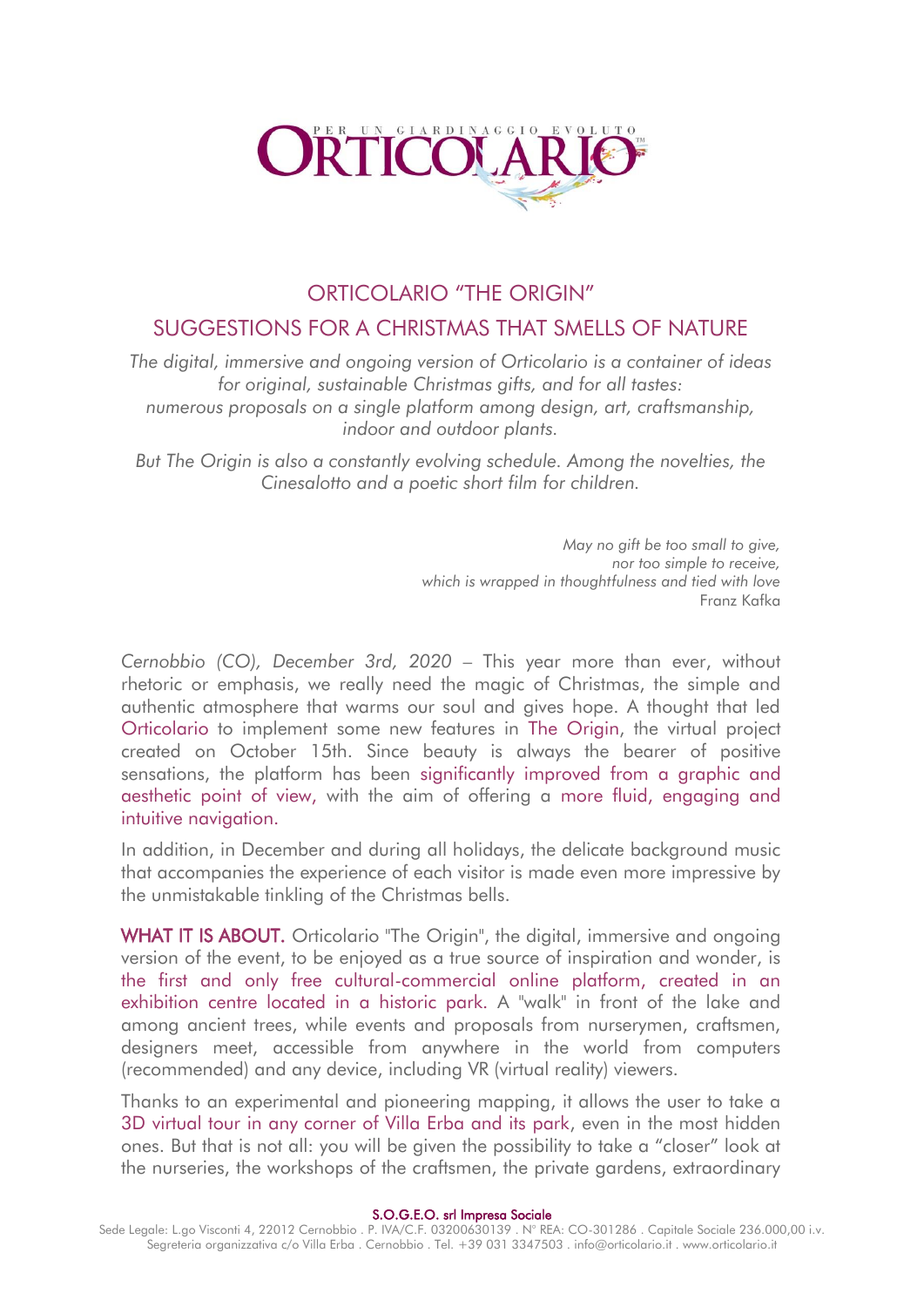# ORTICOLARIO "THE ORIGIN"

## SUGGESTIONS FOR A CHRISTMAS THAT SMELLS OF NATURE

*The digital, immersive and ongoing version of Orticolario is a container of ideas for original, sustainable Christmas gifts, and for all tastes: numerous proposals on a single platform among design, art, craftsmanship, indoor and outdoor plants.*

*But The Origin is also a constantly evolving schedule. Among the novelties, the Cinesalotto and a poetic short film for children.*

*May no gift be too small to give,*
*nor too simple to receive,*
*which is wrapped in thoughtfulness and tied with love*
Franz Kafka

*Cernobbio (CO), December 3rd, 2020* – This year more than ever, without rhetoric or emphasis, we really need the magic of Christmas, the simple and authentic atmosphere that warms our soul and gives hope. A thought that led Orticolario to implement some new features in The Origin, the virtual project created on October 15th. Since beauty is always the bearer of positive sensations, the platform has been significantly improved from a graphic and aesthetic point of view, with the aim of offering a more fluid, engaging and intuitive navigation.

In addition, in December and during all holidays, the delicate background music that accompanies the experience of each visitor is made even more impressive by the unmistakable tinkling of the Christmas bells.

**WHAT IT IS ABOUT.** Orticolario "The Origin", the digital, immersive and ongoing version of the event, to be enjoyed as a true source of inspiration and wonder, is the first and only free cultural-commercial online platform, created in an exhibition centre located in a historic park. A "walk" in front of the lake and among ancient trees, while events and proposals from nurserymen, craftsmen, designers meet, accessible from anywhere in the world from computers (recommended) and any device, including VR (virtual reality) viewers.

Thanks to an experimental and pioneering mapping, it allows the user to take a 3D virtual tour in any corner of Villa Erba and its park, even in the most hidden ones. But that is not all: you will be given the possibility to take a "closer" look at the nurseries, the workshops of the craftsmen, the private gardens, extraordinary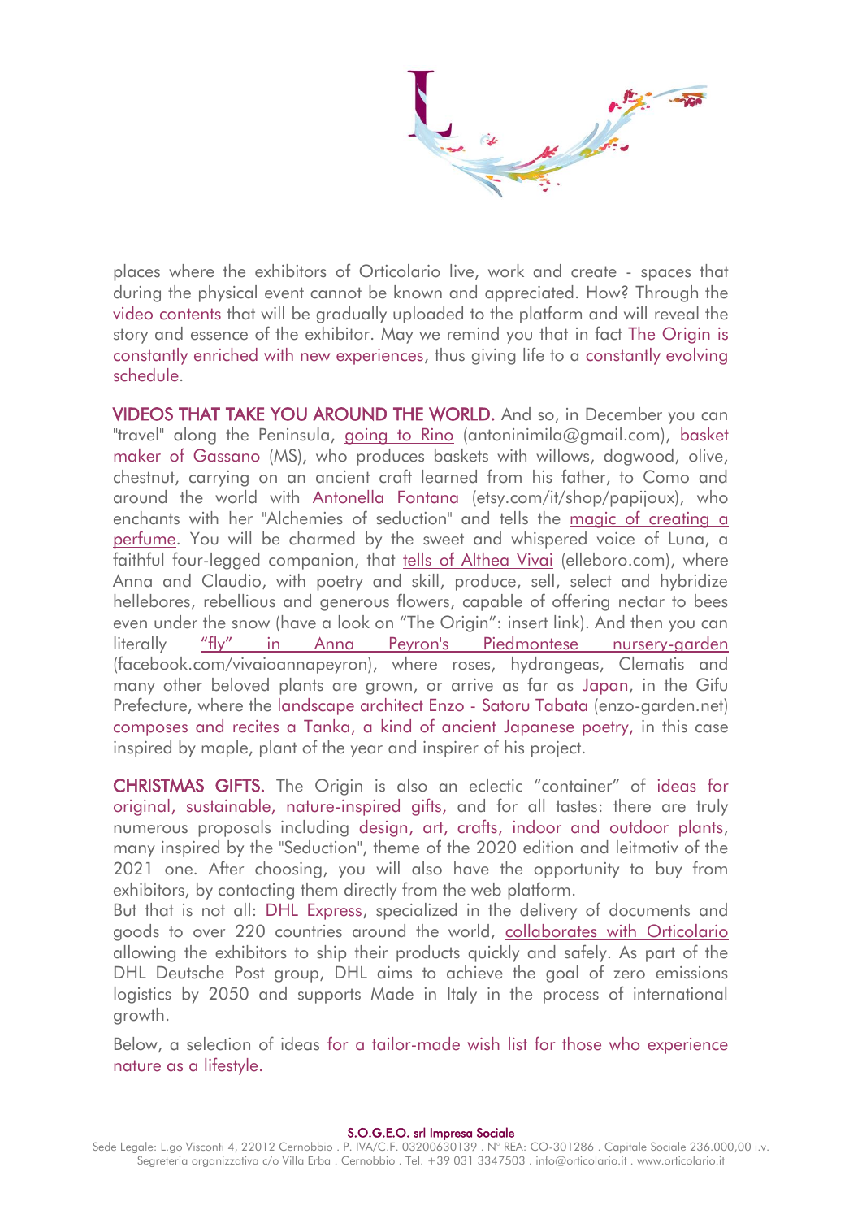places where the exhibitors of Orticolario live, work and create - spaces that during the physical event cannot be known and appreciated. How? Through the video contents that will be gradually uploaded to the platform and will reveal the story and essence of the exhibitor. May we remind you that in fact The Origin is constantly enriched with new experiences, thus giving life to a constantly evolving schedule.

**VIDEOS THAT TAKE YOU AROUND THE WORLD.** And so, in December you can "travel" along the Peninsula, going to Rino (antoninimila@gmail.com), basket maker of Gassano (MS), who produces baskets with willows, dogwood, olive, chestnut, carrying on an ancient craft learned from his father, to Como and around the world with Antonella Fontana (etsy.com/it/shop/papijoux), who enchants with her "Alchemies of seduction" and tells the magic of creating a perfume. You will be charmed by the sweet and whispered voice of Luna, a faithful four-legged companion, that tells of Althea Vivai (elleboro.com), where Anna and Claudio, with poetry and skill, produce, sell, select and hybridize hellebores, rebellious and generous flowers, capable of offering nectar to bees even under the snow (have a look on "The Origin": insert link). And then you can literally "fly" in Anna Peyron's Piedmontese nursery-garden (facebook.com/vivaioannapeyron), where roses, hydrangeas, Clematis and many other beloved plants are grown, or arrive as far as Japan, in the Gifu Prefecture, where the landscape architect Enzo - Satoru Tabata (enzo-garden.net) composes and recites a Tanka, a kind of ancient Japanese poetry, in this case inspired by maple, plant of the year and inspirer of his project.

**CHRISTMAS GIFTS.** The Origin is also an eclectic "container" of ideas for original, sustainable, nature-inspired gifts, and for all tastes: there are truly numerous proposals including design, art, crafts, indoor and outdoor plants, many inspired by the "Seduction", theme of the 2020 edition and leitmotiv of the 2021 one. After choosing, you will also have the opportunity to buy from exhibitors, by contacting them directly from the web platform.

But that is not all: DHL Express, specialized in the delivery of documents and goods to over 220 countries around the world, collaborates with Orticolario allowing the exhibitors to ship their products quickly and safely. As part of the DHL Deutsche Post group, DHL aims to achieve the goal of zero emissions logistics by 2050 and supports Made in Italy in the process of international growth.

Below, a selection of ideas for a tailor-made wish list for those who experience nature as a lifestyle.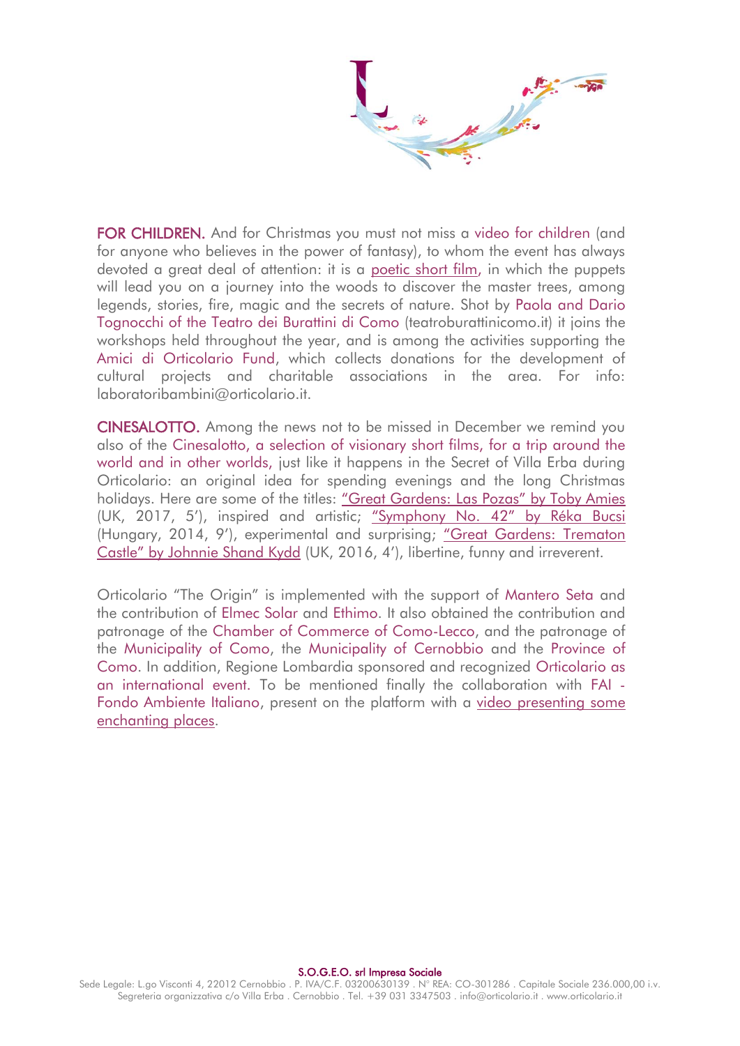**FOR CHILDREN.** And for Christmas you must not miss a video for children (and for anyone who believes in the power of fantasy), to whom the event has always devoted a great deal of attention: it is a poetic short film, in which the puppets will lead you on a journey into the woods to discover the master trees, among legends, stories, fire, magic and the secrets of nature. Shot by Paola and Dario Tognocchi of the Teatro dei Burattini di Como (teatroburattinicomo.it) it joins the workshops held throughout the year, and is among the activities supporting the Amici di Orticolario Fund, which collects donations for the development of cultural projects and charitable associations in the area. For info: laboratoribambini@orticolario.it.

**CINESALOTTO.** Among the news not to be missed in December we remind you also of the Cinesalotto, a selection of visionary short films, for a trip around the world and in other worlds, just like it happens in the Secret of Villa Erba during Orticolario: an original idea for spending evenings and the long Christmas holidays. Here are some of the titles: "Great Gardens: Las Pozas" by Toby Amies (UK, 2017, 5′), inspired and artistic; "Symphony No. 42" by Réka Bucsi (Hungary, 2014, 9′), experimental and surprising; "Great Gardens: Trematon Castle" by Johnnie Shand Kydd (UK, 2016, 4′), libertine, funny and irreverent.

Orticolario "The Origin" is implemented with the support of Mantero Seta and the contribution of Elmec Solar and Ethimo. It also obtained the contribution and patronage of the Chamber of Commerce of Como-Lecco, and the patronage of the Municipality of Como, the Municipality of Cernobbio and the Province of Como. In addition, Regione Lombardia sponsored and recognized Orticolario as an international event. To be mentioned finally the collaboration with FAI - Fondo Ambiente Italiano, present on the platform with a video presenting some enchanting places.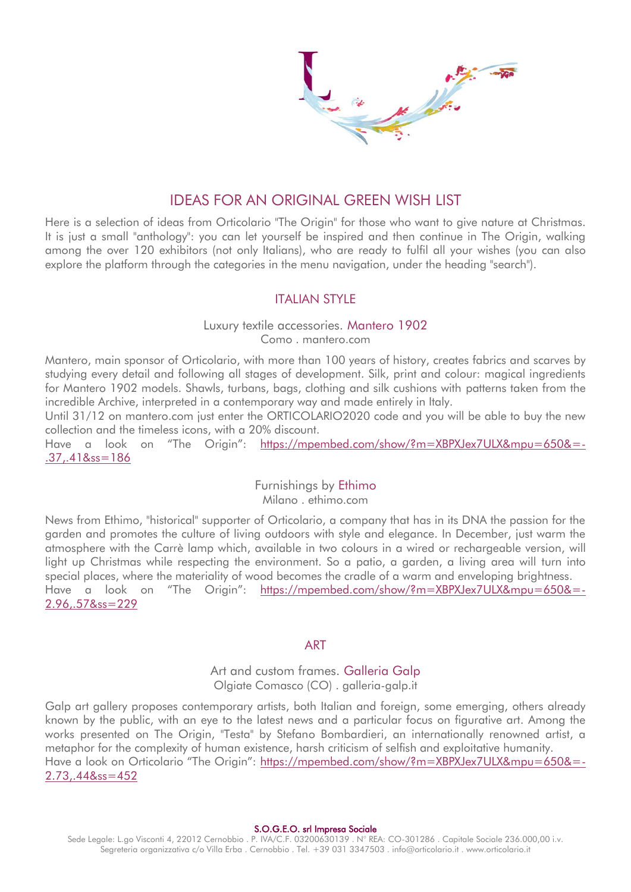# IDEAS FOR AN ORIGINAL GREEN WISH LIST

Here is a selection of ideas from Orticolario "The Origin" for those who want to give nature at Christmas. It is just a small "anthology": you can let yourself be inspired and then continue in The Origin, walking among the over 120 exhibitors (not only Italians), who are ready to fulfil all your wishes (you can also explore the platform through the categories in the menu navigation, under the heading "search").

## ITALIAN STYLE

### Luxury textile accessories. Mantero 1902

Como . mantero.com

Mantero, main sponsor of Orticolario, with more than 100 years of history, creates fabrics and scarves by studying every detail and following all stages of development. Silk, print and colour: magical ingredients for Mantero 1902 models. Shawls, turbans, bags, clothing and silk cushions with patterns taken from the incredible Archive, interpreted in a contemporary way and made entirely in Italy.

Until 31/12 on mantero.com just enter the ORTICOLARIO2020 code and you will be able to buy the new collection and the timeless icons, with a 20% discount.

Have a look on "The Origin": https://mpembed.com/show/?m=XBPXJex7ULX&mpu=650&=-.37,.41&ss=186

### Furnishings by Ethimo

Milano . ethimo.com

News from Ethimo, "historical" supporter of Orticolario, a company that has in its DNA the passion for the garden and promotes the culture of living outdoors with style and elegance. In December, just warm the atmosphere with the Carrè lamp which, available in two colours in a wired or rechargeable version, will light up Christmas while respecting the environment. So a patio, a garden, a living area will turn into special places, where the materiality of wood becomes the cradle of a warm and enveloping brightness.

Have a look on "The Origin": https://mpembed.com/show/?m=XBPXJex7ULX&mpu=650&=-2.96,.57&ss=229

## ART

### Art and custom frames. Galleria Galp

Olgiate Comasco (CO) . galleria-galp.it

Galp art gallery proposes contemporary artists, both Italian and foreign, some emerging, others already known by the public, with an eye to the latest news and a particular focus on figurative art. Among the works presented on The Origin, "Testa" by Stefano Bombardieri, an internationally renowned artist, a metaphor for the complexity of human existence, harsh criticism of selfish and exploitative humanity.

Have a look on Orticolario "The Origin": https://mpembed.com/show/?m=XBPXJex7ULX&mpu=650&=-2.73,.44&ss=452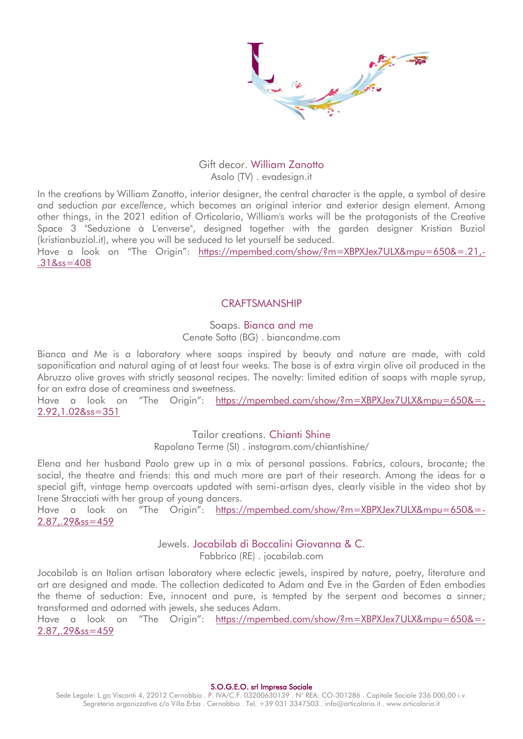Gift decor. William Zanotto
Asolo (TV) . evadesign.it

In the creations by William Zanotto, interior designer, the central character is the apple, a symbol of desire and seduction *par excellence*, which becomes an original interior and exterior design element. Among other things, in the 2021 edition of Orticolario, William's works will be the protagonists of the Creative Space 3 "Seduzione à L'enverse", designed together with the garden designer Kristian Buziol (kristianbuziol.it), where you will be seduced to let yourself be seduced.
Have a look on "The Origin": https://mpembed.com/show/?m=XBPXJex7ULX&mpu=650&=.21,-.31&ss=408

## CRAFTSMANSHIP

Soaps. Bianca and me
Cenate Sotto (BG) . biancandme.com

Bianca and Me is a laboratory where soaps inspired by beauty and nature are made, with cold saponification and natural aging of at least four weeks. The base is of extra virgin olive oil produced in the Abruzzo olive groves with strictly seasonal recipes. The novelty: limited edition of soaps with maple syrup, for an extra dose of creaminess and sweetness.
Have a look on "The Origin": https://mpembed.com/show/?m=XBPXJex7ULX&mpu=650&=-2.92,1.02&ss=351

Tailor creations. Chianti Shine
Rapolano Terme (SI) . instagram.com/chiantishine/

Elena and her husband Paolo grew up in a mix of personal passions. Fabrics, colours, brocante; the social, the theatre and friends: this and much more are part of their research. Among the ideas for a special gift, vintage hemp overcoats updated with semi-artisan dyes, clearly visible in the video shot by Irene Stracciati with her group of young dancers.
Have a look on "The Origin": https://mpembed.com/show/?m=XBPXJex7ULX&mpu=650&=-2.87,.29&ss=459

Jewels. Jocabilab di Boccalini Giovanna & C.
Fabbrico (RE) . jocabilab.com

Jocabilab is an Italian artisan laboratory where eclectic jewels, inspired by nature, poetry, literature and art are designed and made. The collection dedicated to Adam and Eve in the Garden of Eden embodies the theme of seduction: Eve, innocent and pure, is tempted by the serpent and becomes a sinner; transformed and adorned with jewels, she seduces Adam.
Have a look on "The Origin": https://mpembed.com/show/?m=XBPXJex7ULX&mpu=650&=-2.87,.29&ss=459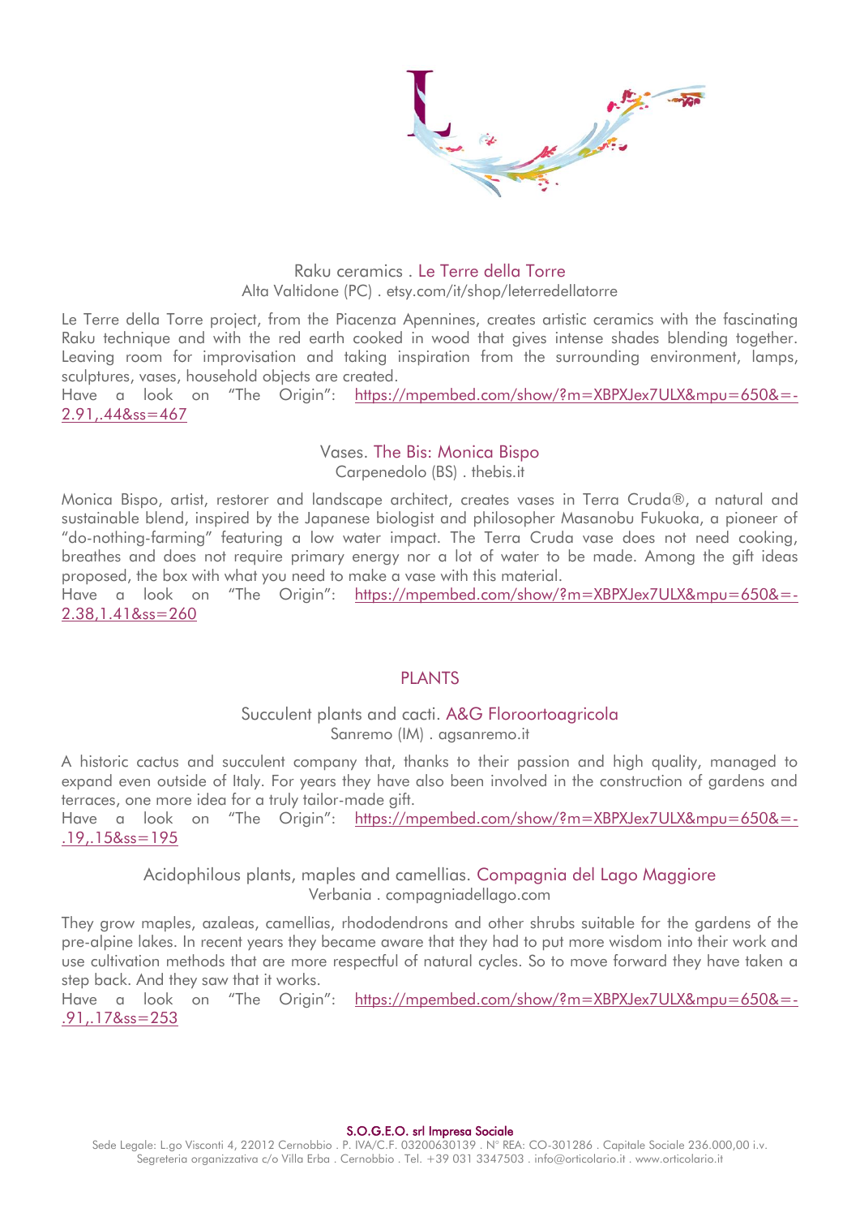### Raku ceramics . Le Terre della Torre

Alta Valtidone (PC) . etsy.com/it/shop/leterredellatorre

Le Terre della Torre project, from the Piacenza Apennines, creates artistic ceramics with the fascinating Raku technique and with the red earth cooked in wood that gives intense shades blending together. Leaving room for improvisation and taking inspiration from the surrounding environment, lamps, sculptures, vases, household objects are created.

Have a look on "The Origin": https://mpembed.com/show/?m=XBPXJex7ULX&mpu=650&=-2.91,.44&ss=467

### Vases. The Bis: Monica Bispo

Carpenedolo (BS) . thebis.it

Monica Bispo, artist, restorer and landscape architect, creates vases in Terra Cruda®, a natural and sustainable blend, inspired by the Japanese biologist and philosopher Masanobu Fukuoka, a pioneer of "do-nothing-farming" featuring a low water impact. The Terra Cruda vase does not need cooking, breathes and does not require primary energy nor a lot of water to be made. Among the gift ideas proposed, the box with what you need to make a vase with this material.

Have a look on "The Origin": https://mpembed.com/show/?m=XBPXJex7ULX&mpu=650&=-2.38,1.41&ss=260

## PLANTS

### Succulent plants and cacti. A&G Floroortoagricola

Sanremo (IM) . agsanremo.it

A historic cactus and succulent company that, thanks to their passion and high quality, managed to expand even outside of Italy. For years they have also been involved in the construction of gardens and terraces, one more idea for a truly tailor-made gift.

Have a look on "The Origin": https://mpembed.com/show/?m=XBPXJex7ULX&mpu=650&=-.19,.15&ss=195

### Acidophilous plants, maples and camellias. Compagnia del Lago Maggiore

Verbania . compagniadellago.com

They grow maples, azaleas, camellias, rhododendrons and other shrubs suitable for the gardens of the pre-alpine lakes. In recent years they became aware that they had to put more wisdom into their work and use cultivation methods that are more respectful of natural cycles. So to move forward they have taken a step back. And they saw that it works.

Have a look on "The Origin": https://mpembed.com/show/?m=XBPXJex7ULX&mpu=650&=-.91,.17&ss=253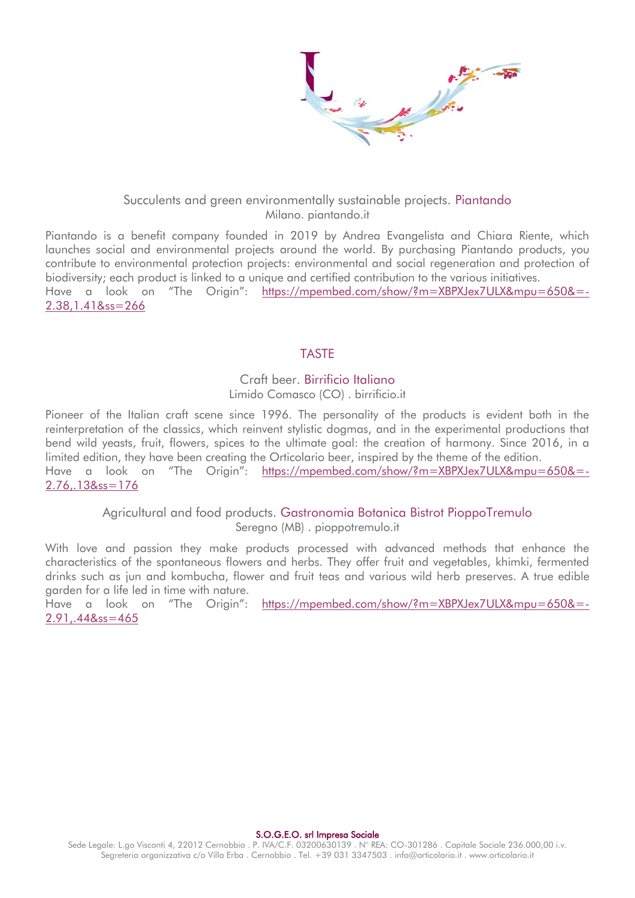Succulents and green environmentally sustainable projects. Piantando
Milano. piantando.it

Piantando is a benefit company founded in 2019 by Andrea Evangelista and Chiara Riente, which launches social and environmental projects around the world. By purchasing Piantando products, you contribute to environmental protection projects: environmental and social regeneration and protection of biodiversity; each product is linked to a unique and certified contribution to the various initiatives.
Have a look on "The Origin": https://mpembed.com/show/?m=XBPXJex7ULX&mpu=650&=-2.38,1.41&ss=266

## TASTE

Craft beer. Birrificio Italiano
Limido Comasco (CO) . birrificio.it

Pioneer of the Italian craft scene since 1996. The personality of the products is evident both in the reinterpretation of the classics, which reinvent stylistic dogmas, and in the experimental productions that bend wild yeasts, fruit, flowers, spices to the ultimate goal: the creation of harmony. Since 2016, in a limited edition, they have been creating the Orticolario beer, inspired by the theme of the edition.
Have a look on "The Origin": https://mpembed.com/show/?m=XBPXJex7ULX&mpu=650&=-2.76,.13&ss=176

Agricultural and food products. Gastronomia Botanica Bistrot PioppoTremulo
Seregno (MB) . pioppotremulo.it

With love and passion they make products processed with advanced methods that enhance the characteristics of the spontaneous flowers and herbs. They offer fruit and vegetables, khimki, fermented drinks such as jun and kombucha, flower and fruit teas and various wild herb preserves. A true edible garden for a life led in time with nature.
Have a look on "The Origin": https://mpembed.com/show/?m=XBPXJex7ULX&mpu=650&=-2.91,.44&ss=465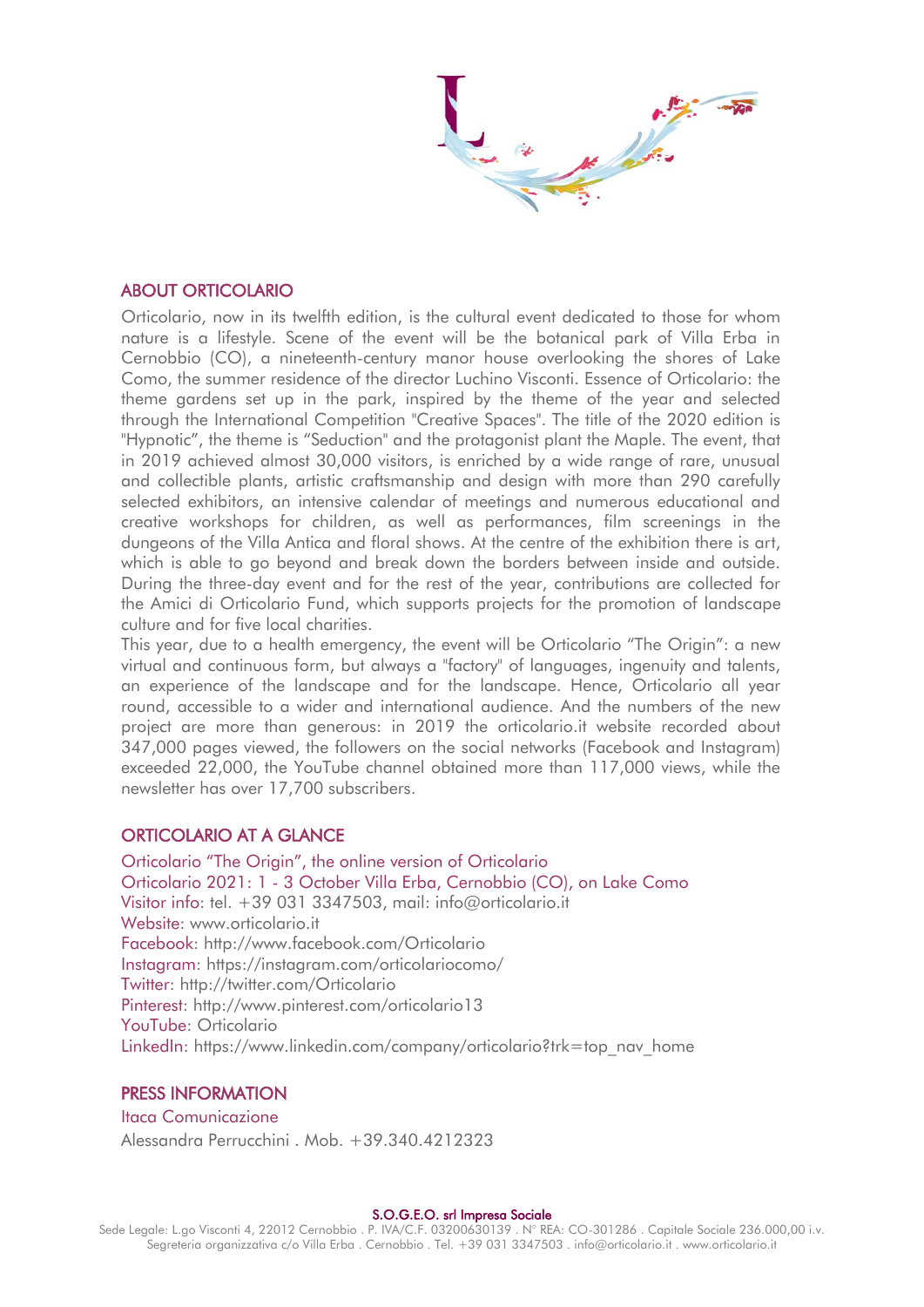## ABOUT ORTICOLARIO

Orticolario, now in its twelfth edition, is the cultural event dedicated to those for whom nature is a lifestyle. Scene of the event will be the botanical park of Villa Erba in Cernobbio (CO), a nineteenth-century manor house overlooking the shores of Lake Como, the summer residence of the director Luchino Visconti. Essence of Orticolario: the theme gardens set up in the park, inspired by the theme of the year and selected through the International Competition "Creative Spaces". The title of the 2020 edition is "Hypnotic", the theme is "Seduction" and the protagonist plant the Maple. The event, that in 2019 achieved almost 30,000 visitors, is enriched by a wide range of rare, unusual and collectible plants, artistic craftsmanship and design with more than 290 carefully selected exhibitors, an intensive calendar of meetings and numerous educational and creative workshops for children, as well as performances, film screenings in the dungeons of the Villa Antica and floral shows. At the centre of the exhibition there is art, which is able to go beyond and break down the borders between inside and outside. During the three-day event and for the rest of the year, contributions are collected for the Amici di Orticolario Fund, which supports projects for the promotion of landscape culture and for five local charities.

This year, due to a health emergency, the event will be Orticolario "The Origin": a new virtual and continuous form, but always a "factory" of languages, ingenuity and talents, an experience of the landscape and for the landscape. Hence, Orticolario all year round, accessible to a wider and international audience. And the numbers of the new project are more than generous: in 2019 the orticolario.it website recorded about 347,000 pages viewed, the followers on the social networks (Facebook and Instagram) exceeded 22,000, the YouTube channel obtained more than 117,000 views, while the newsletter has over 17,700 subscribers.

## ORTICOLARIO AT A GLANCE

Orticolario "The Origin", the online version of Orticolario
Orticolario 2021: 1 - 3 October Villa Erba, Cernobbio (CO), on Lake Como
Visitor info: tel. +39 031 3347503, mail: info@orticolario.it
Website: www.orticolario.it
Facebook: http://www.facebook.com/Orticolario
Instagram: https://instagram.com/orticolariocomo/
Twitter: http://twitter.com/Orticolario
Pinterest: http://www.pinterest.com/orticolario13
YouTube: Orticolario
LinkedIn: https://www.linkedin.com/company/orticolario?trk=top_nav_home

## PRESS INFORMATION

Itaca Comunicazione
Alessandra Perrucchini . Mob. +39.340.4212323

**S.O.G.E.O. srl Impresa Sociale**
Sede Legale: L.go Visconti 4, 22012 Cernobbio . P. IVA/C.F. 03200630139 . N° REA: CO-301286 . Capitale Sociale 236.000,00 i.v.
Segreteria organizzativa c/o Villa Erba . Cernobbio . Tel. +39 031 3347503 . info@orticolario.it . www.orticolario.it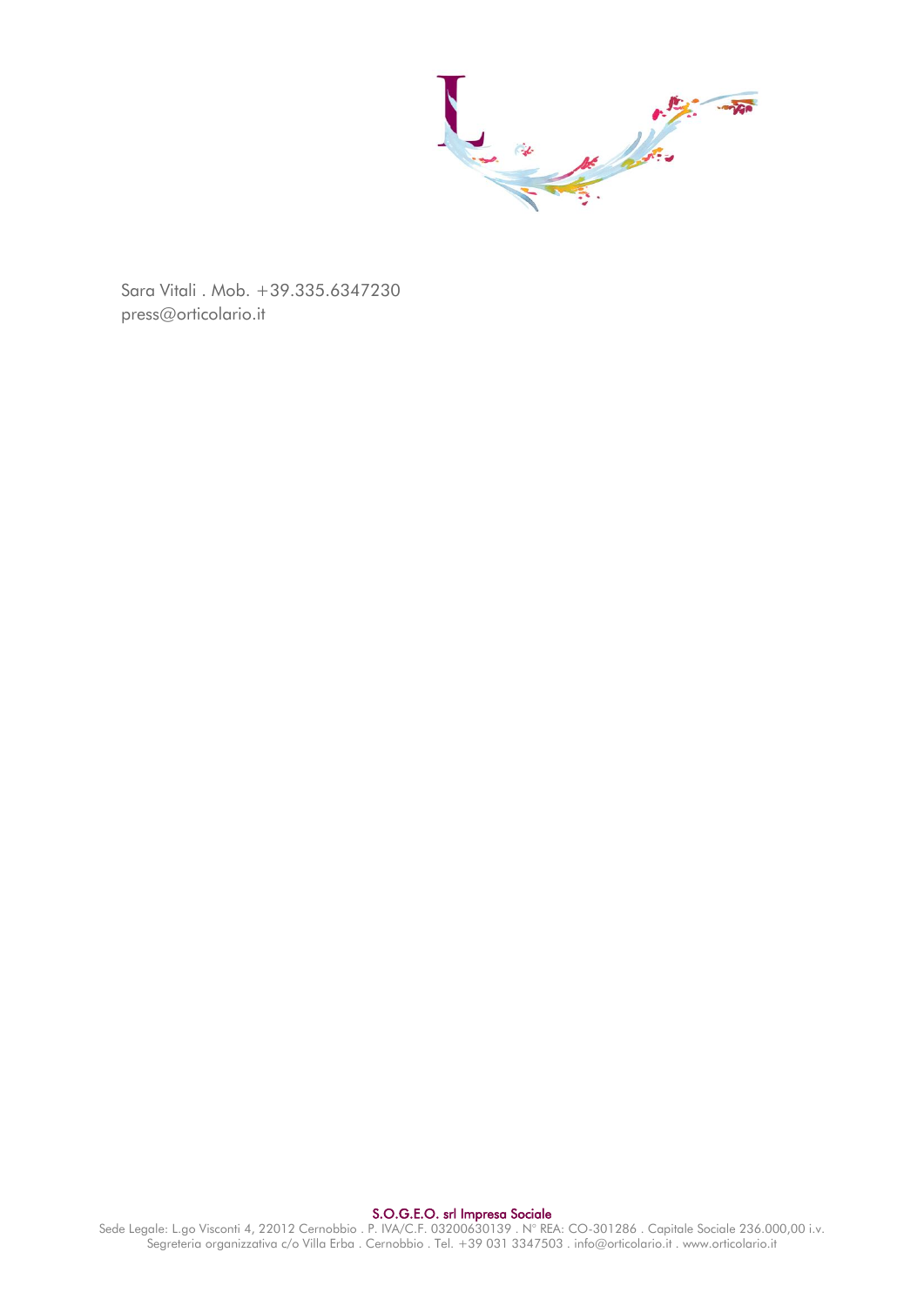Sara Vitali . Mob. +39.335.6347230
press@orticolario.it

**S.O.G.E.O. srl Impresa Sociale**

Sede Legale: L.go Visconti 4, 22012 Cernobbio . P. IVA/C.F. 03200630139 . N° REA: CO-301286 . Capitale Sociale 236.000,00 i.v.
Segreteria organizzativa c/o Villa Erba . Cernobbio . Tel. +39 031 3347503 . info@orticolario.it . www.orticolario.it